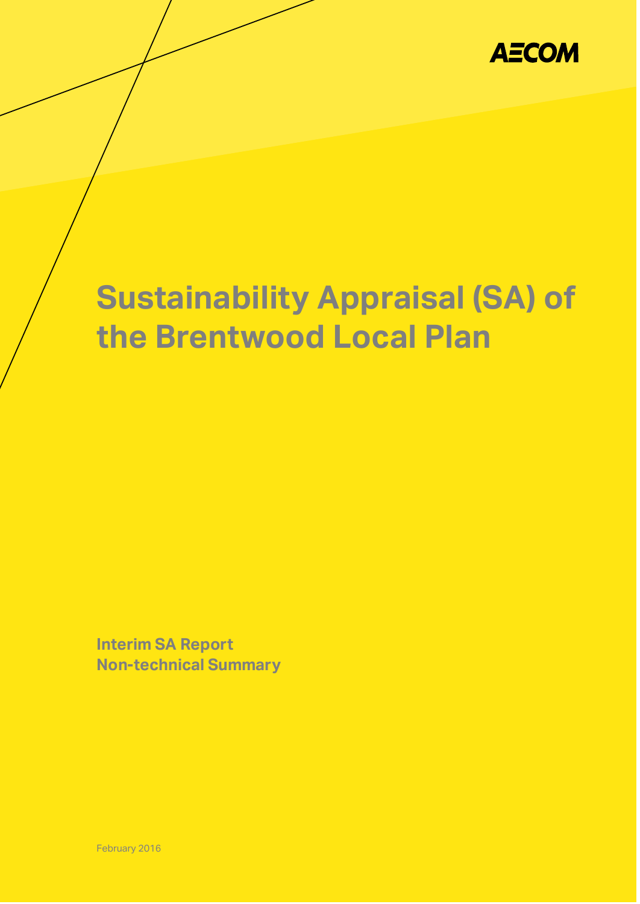AECOM

# Sustainability Appraisal (SA) of the Brentwood Local Plan

**Interim SA Report**
**Non-technical Summary**

February 2016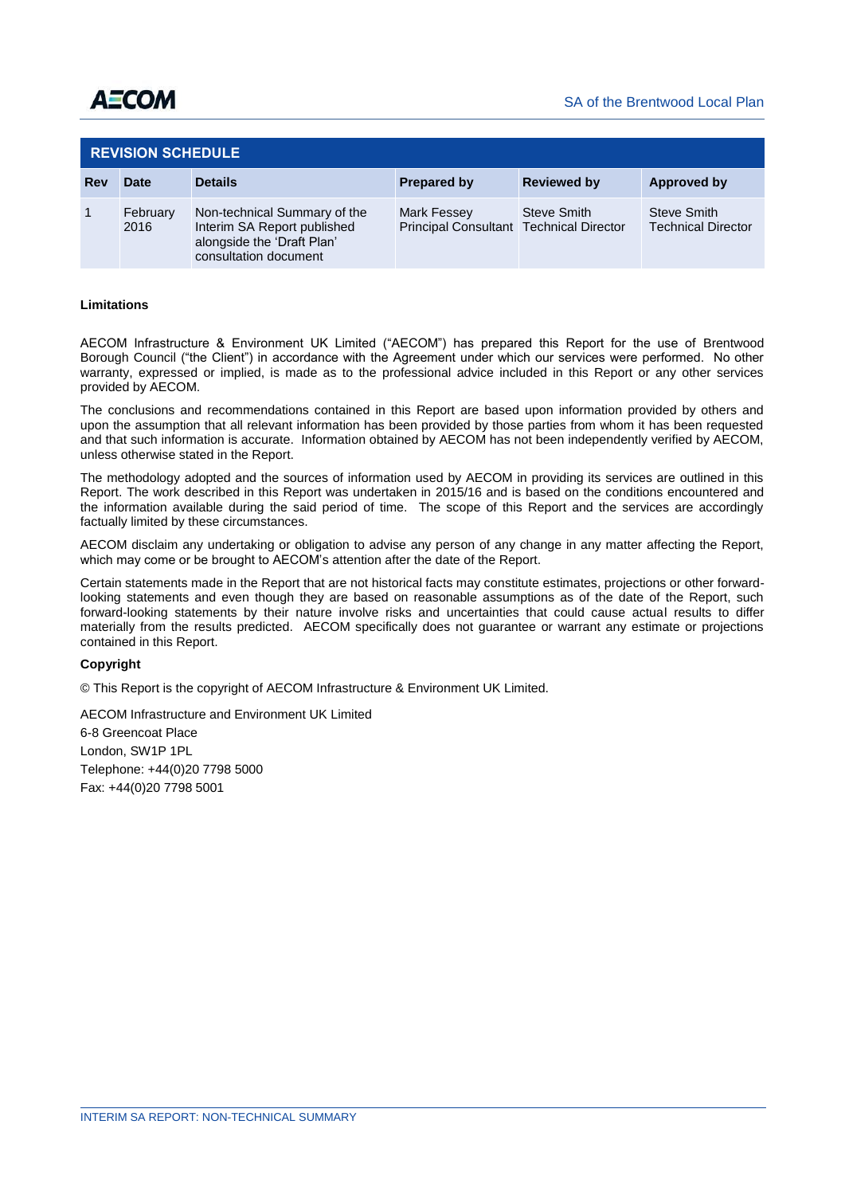## REVISION SCHEDULE

| Rev | Date | Details | Prepared by | Reviewed by | Approved by |
|---|---|---|---|---|---|
| 1 | February 2016 | Non-technical Summary of the Interim SA Report published alongside the 'Draft Plan' consultation document | Mark Fessey Principal Consultant | Steve Smith Technical Director | Steve Smith Technical Director |

**Limitations**

AECOM Infrastructure & Environment UK Limited ("AECOM") has prepared this Report for the use of Brentwood Borough Council ("the Client") in accordance with the Agreement under which our services were performed. No other warranty, expressed or implied, is made as to the professional advice included in this Report or any other services provided by AECOM.

The conclusions and recommendations contained in this Report are based upon information provided by others and upon the assumption that all relevant information has been provided by those parties from whom it has been requested and that such information is accurate. Information obtained by AECOM has not been independently verified by AECOM, unless otherwise stated in the Report.

The methodology adopted and the sources of information used by AECOM in providing its services are outlined in this Report. The work described in this Report was undertaken in 2015/16 and is based on the conditions encountered and the information available during the said period of time. The scope of this Report and the services are accordingly factually limited by these circumstances.

AECOM disclaim any undertaking or obligation to advise any person of any change in any matter affecting the Report, which may come or be brought to AECOM's attention after the date of the Report.

Certain statements made in the Report that are not historical facts may constitute estimates, projections or other forward-looking statements and even though they are based on reasonable assumptions as of the date of the Report, such forward-looking statements by their nature involve risks and uncertainties that could cause actual results to differ materially from the results predicted. AECOM specifically does not guarantee or warrant any estimate or projections contained in this Report.

**Copyright**

© This Report is the copyright of AECOM Infrastructure & Environment UK Limited.

AECOM Infrastructure and Environment UK Limited
6-8 Greencoat Place
London, SW1P 1PL
Telephone: +44(0)20 7798 5000
Fax: +44(0)20 7798 5001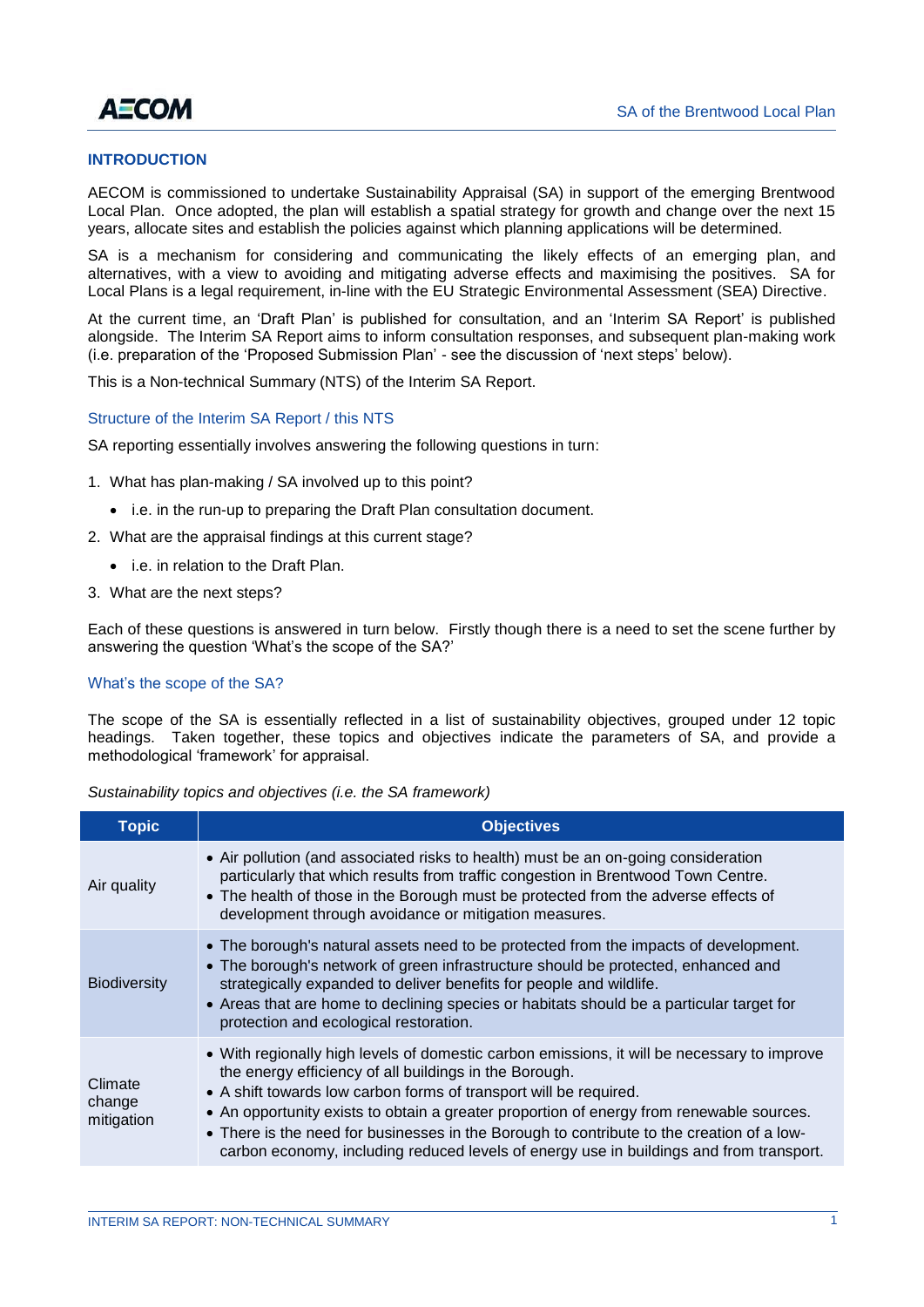## INTRODUCTION

AECOM is commissioned to undertake Sustainability Appraisal (SA) in support of the emerging Brentwood Local Plan. Once adopted, the plan will establish a spatial strategy for growth and change over the next 15 years, allocate sites and establish the policies against which planning applications will be determined.

SA is a mechanism for considering and communicating the likely effects of an emerging plan, and alternatives, with a view to avoiding and mitigating adverse effects and maximising the positives. SA for Local Plans is a legal requirement, in-line with the EU Strategic Environmental Assessment (SEA) Directive.

At the current time, an 'Draft Plan' is published for consultation, and an 'Interim SA Report' is published alongside. The Interim SA Report aims to inform consultation responses, and subsequent plan-making work (i.e. preparation of the 'Proposed Submission Plan' - see the discussion of 'next steps' below).

This is a Non-technical Summary (NTS) of the Interim SA Report.

### Structure of the Interim SA Report / this NTS

SA reporting essentially involves answering the following questions in turn:

1. What has plan-making / SA involved up to this point?
   - i.e. in the run-up to preparing the Draft Plan consultation document.
2. What are the appraisal findings at this current stage?
   - i.e. in relation to the Draft Plan.
3. What are the next steps?

Each of these questions is answered in turn below. Firstly though there is a need to set the scene further by answering the question 'What's the scope of the SA?'

### What's the scope of the SA?

The scope of the SA is essentially reflected in a list of sustainability objectives, grouped under 12 topic headings. Taken together, these topics and objectives indicate the parameters of SA, and provide a methodological 'framework' for appraisal.

*Sustainability topics and objectives (i.e. the SA framework)*

| Topic | Objectives |
|---|---|
| Air quality | • Air pollution (and associated risks to health) must be an on-going consideration particularly that which results from traffic congestion in Brentwood Town Centre.<br>• The health of those in the Borough must be protected from the adverse effects of development through avoidance or mitigation measures. |
| Biodiversity | • The borough's natural assets need to be protected from the impacts of development.<br>• The borough's network of green infrastructure should be protected, enhanced and strategically expanded to deliver benefits for people and wildlife.<br>• Areas that are home to declining species or habitats should be a particular target for protection and ecological restoration. |
| Climate change mitigation | • With regionally high levels of domestic carbon emissions, it will be necessary to improve the energy efficiency of all buildings in the Borough.<br>• A shift towards low carbon forms of transport will be required.<br>• An opportunity exists to obtain a greater proportion of energy from renewable sources.<br>• There is the need for businesses in the Borough to contribute to the creation of a low-carbon economy, including reduced levels of energy use in buildings and from transport. |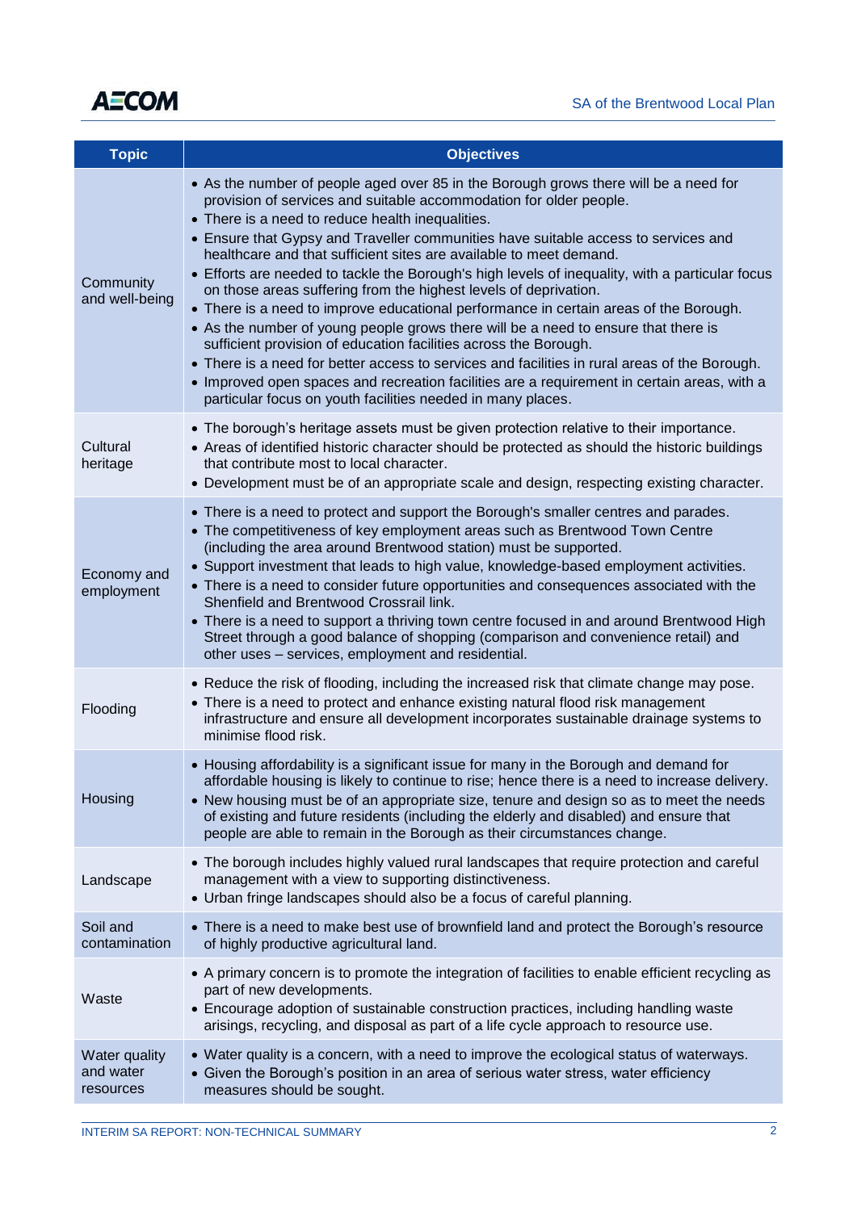| Topic | Objectives |
|---|---|
| Community and well-being | • As the number of people aged over 85 in the Borough grows there will be a need for provision of services and suitable accommodation for older people.<br>• There is a need to reduce health inequalities.<br>• Ensure that Gypsy and Traveller communities have suitable access to services and healthcare and that sufficient sites are available to meet demand.<br>• Efforts are needed to tackle the Borough's high levels of inequality, with a particular focus on those areas suffering from the highest levels of deprivation.<br>• There is a need to improve educational performance in certain areas of the Borough.<br>• As the number of young people grows there will be a need to ensure that there is sufficient provision of education facilities across the Borough.<br>• There is a need for better access to services and facilities in rural areas of the Borough.<br>• Improved open spaces and recreation facilities are a requirement in certain areas, with a particular focus on youth facilities needed in many places. |
| Cultural heritage | • The borough's heritage assets must be given protection relative to their importance.<br>• Areas of identified historic character should be protected as should the historic buildings that contribute most to local character.<br>• Development must be of an appropriate scale and design, respecting existing character. |
| Economy and employment | • There is a need to protect and support the Borough's smaller centres and parades.<br>• The competitiveness of key employment areas such as Brentwood Town Centre (including the area around Brentwood station) must be supported.<br>• Support investment that leads to high value, knowledge-based employment activities.<br>• There is a need to consider future opportunities and consequences associated with the Shenfield and Brentwood Crossrail link.<br>• There is a need to support a thriving town centre focused in and around Brentwood High Street through a good balance of shopping (comparison and convenience retail) and other uses – services, employment and residential. |
| Flooding | • Reduce the risk of flooding, including the increased risk that climate change may pose.<br>• There is a need to protect and enhance existing natural flood risk management infrastructure and ensure all development incorporates sustainable drainage systems to minimise flood risk. |
| Housing | • Housing affordability is a significant issue for many in the Borough and demand for affordable housing is likely to continue to rise; hence there is a need to increase delivery.<br>• New housing must be of an appropriate size, tenure and design so as to meet the needs of existing and future residents (including the elderly and disabled) and ensure that people are able to remain in the Borough as their circumstances change. |
| Landscape | • The borough includes highly valued rural landscapes that require protection and careful management with a view to supporting distinctiveness.<br>• Urban fringe landscapes should also be a focus of careful planning. |
| Soil and contamination | • There is a need to make best use of brownfield land and protect the Borough's resource of highly productive agricultural land. |
| Waste | • A primary concern is to promote the integration of facilities to enable efficient recycling as part of new developments.<br>• Encourage adoption of sustainable construction practices, including handling waste arisings, recycling, and disposal as part of a life cycle approach to resource use. |
| Water quality and water resources | • Water quality is a concern, with a need to improve the ecological status of waterways.<br>• Given the Borough's position in an area of serious water stress, water efficiency measures should be sought. |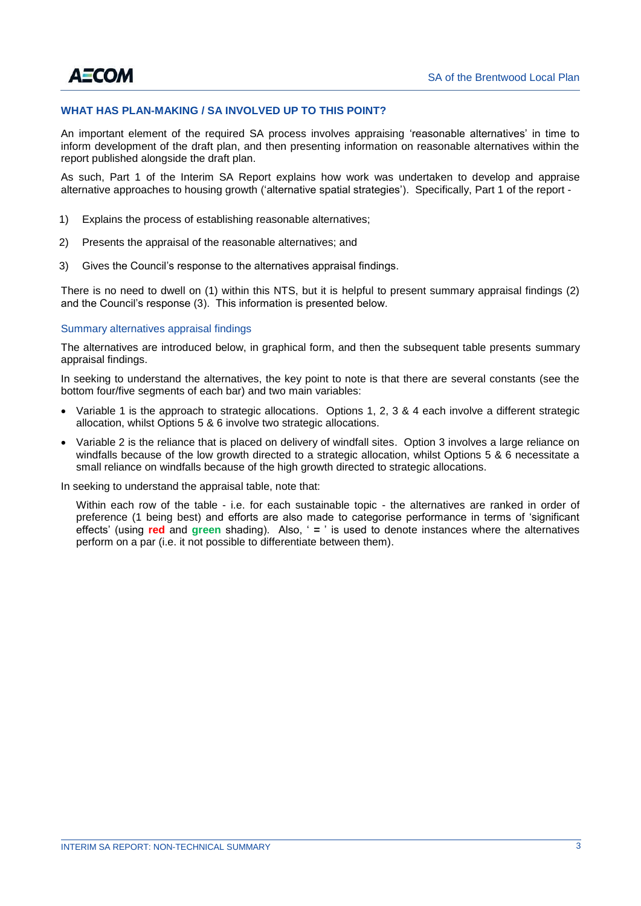## WHAT HAS PLAN-MAKING / SA INVOLVED UP TO THIS POINT?

An important element of the required SA process involves appraising 'reasonable alternatives' in time to inform development of the draft plan, and then presenting information on reasonable alternatives within the report published alongside the draft plan.

As such, Part 1 of the Interim SA Report explains how work was undertaken to develop and appraise alternative approaches to housing growth ('alternative spatial strategies'). Specifically, Part 1 of the report -

1) Explains the process of establishing reasonable alternatives;
2) Presents the appraisal of the reasonable alternatives; and
3) Gives the Council's response to the alternatives appraisal findings.

There is no need to dwell on (1) within this NTS, but it is helpful to present summary appraisal findings (2) and the Council's response (3). This information is presented below.

### Summary alternatives appraisal findings

The alternatives are introduced below, in graphical form, and then the subsequent table presents summary appraisal findings.

In seeking to understand the alternatives, the key point to note is that there are several constants (see the bottom four/five segments of each bar) and two main variables:

- Variable 1 is the approach to strategic allocations. Options 1, 2, 3 & 4 each involve a different strategic allocation, whilst Options 5 & 6 involve two strategic allocations.
- Variable 2 is the reliance that is placed on delivery of windfall sites. Option 3 involves a large reliance on windfalls because of the low growth directed to a strategic allocation, whilst Options 5 & 6 necessitate a small reliance on windfalls because of the high growth directed to strategic allocations.

In seeking to understand the appraisal table, note that:

Within each row of the table - i.e. for each sustainable topic - the alternatives are ranked in order of preference (1 being best) and efforts are also made to categorise performance in terms of 'significant effects' (using **red** and **green** shading). Also, ' **=** ' is used to denote instances where the alternatives perform on a par (i.e. it not possible to differentiate between them).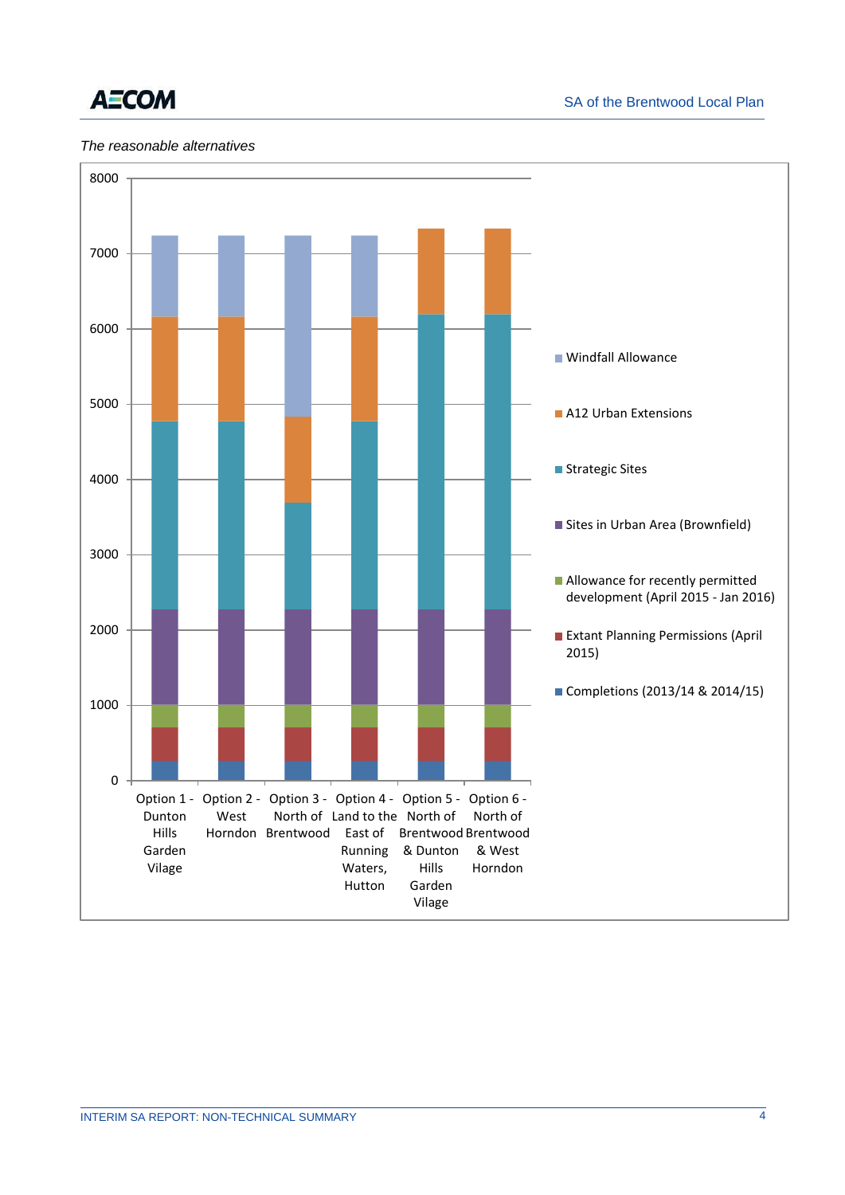*The reasonable alternatives*

8000

7000

6000

5000

4000

3000

2000

1000

0

Option 1 - Dunton Hills Garden Vilage

Option 2 - West Horndon

Option 3 - North of Brentwood

Option 4 - Land to the East of Running Waters, Hutton

Option 5 - North of Brentwood & Dunton Hills Garden Vilage

Option 6 - North of Brentwood & West Horndon

- Windfall Allowance
- A12 Urban Extensions
- Strategic Sites
- Sites in Urban Area (Brownfield)
- Allowance for recently permitted development (April 2015 - Jan 2016)
- Extant Planning Permissions (April 2015)
- Completions (2013/14 & 2014/15)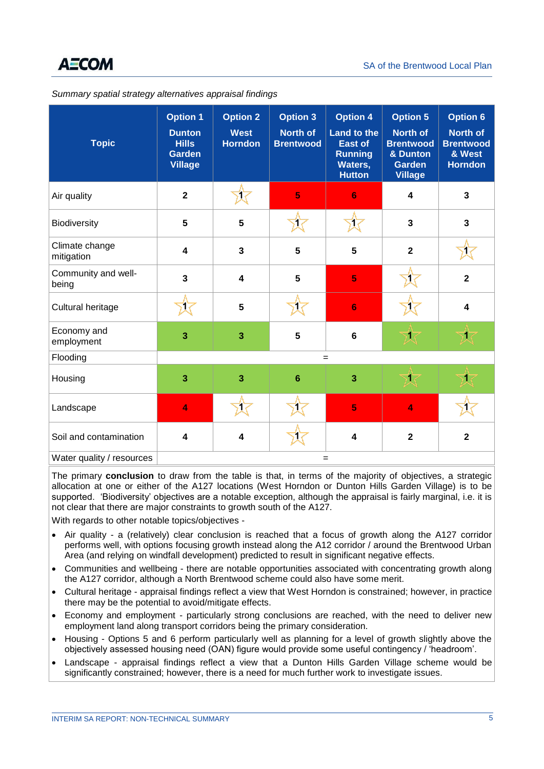*Summary spatial strategy alternatives appraisal findings*

| Topic | Option 1 Dunton Hills Garden Village | Option 2 West Horndon | Option 3 North of Brentwood | Option 4 Land to the East of Running Waters, Hutton | Option 5 North of Brentwood & Dunton Garden Village | Option 6 North of Brentwood & West Horndon |
|---|---|---|---|---|---|---|
| Air quality | 2 | 1 | 5 | 6 | 4 | 3 |
| Biodiversity | 5 | 5 | 1 | 1 | 3 | 3 |
| Climate change mitigation | 4 | 3 | 5 | 5 | 2 | 1 |
| Community and well-being | 3 | 4 | 5 | 5 | 1 | 2 |
| Cultural heritage | 1 | 5 | 1 | 6 | 1 | 4 |
| Economy and employment | 3 | 3 | 5 | 6 | 1 | 1 |
| Flooding | = | | | | | |
| Housing | 3 | 3 | 6 | 3 | 1 | 1 |
| Landscape | 4 | 1 | 1 | 5 | 4 | 1 |
| Soil and contamination | 4 | 4 | 1 | 4 | 2 | 2 |
| Water quality / resources | = | | | | | |

The primary **conclusion** to draw from the table is that, in terms of the majority of objectives, a strategic allocation at one or either of the A127 locations (West Horndon or Dunton Hills Garden Village) is to be supported. 'Biodiversity' objectives are a notable exception, although the appraisal is fairly marginal, i.e. it is not clear that there are major constraints to growth south of the A127.

With regards to other notable topics/objectives -

- Air quality - a (relatively) clear conclusion is reached that a focus of growth along the A127 corridor performs well, with options focusing growth instead along the A12 corridor / around the Brentwood Urban Area (and relying on windfall development) predicted to result in significant negative effects.
- Communities and wellbeing - there are notable opportunities associated with concentrating growth along the A127 corridor, although a North Brentwood scheme could also have some merit.
- Cultural heritage - appraisal findings reflect a view that West Horndon is constrained; however, in practice there may be the potential to avoid/mitigate effects.
- Economy and employment - particularly strong conclusions are reached, with the need to deliver new employment land along transport corridors being the primary consideration.
- Housing - Options 5 and 6 perform particularly well as planning for a level of growth slightly above the objectively assessed housing need (OAN) figure would provide some useful contingency / 'headroom'.
- Landscape - appraisal findings reflect a view that a Dunton Hills Garden Village scheme would be significantly constrained; however, there is a need for much further work to investigate issues.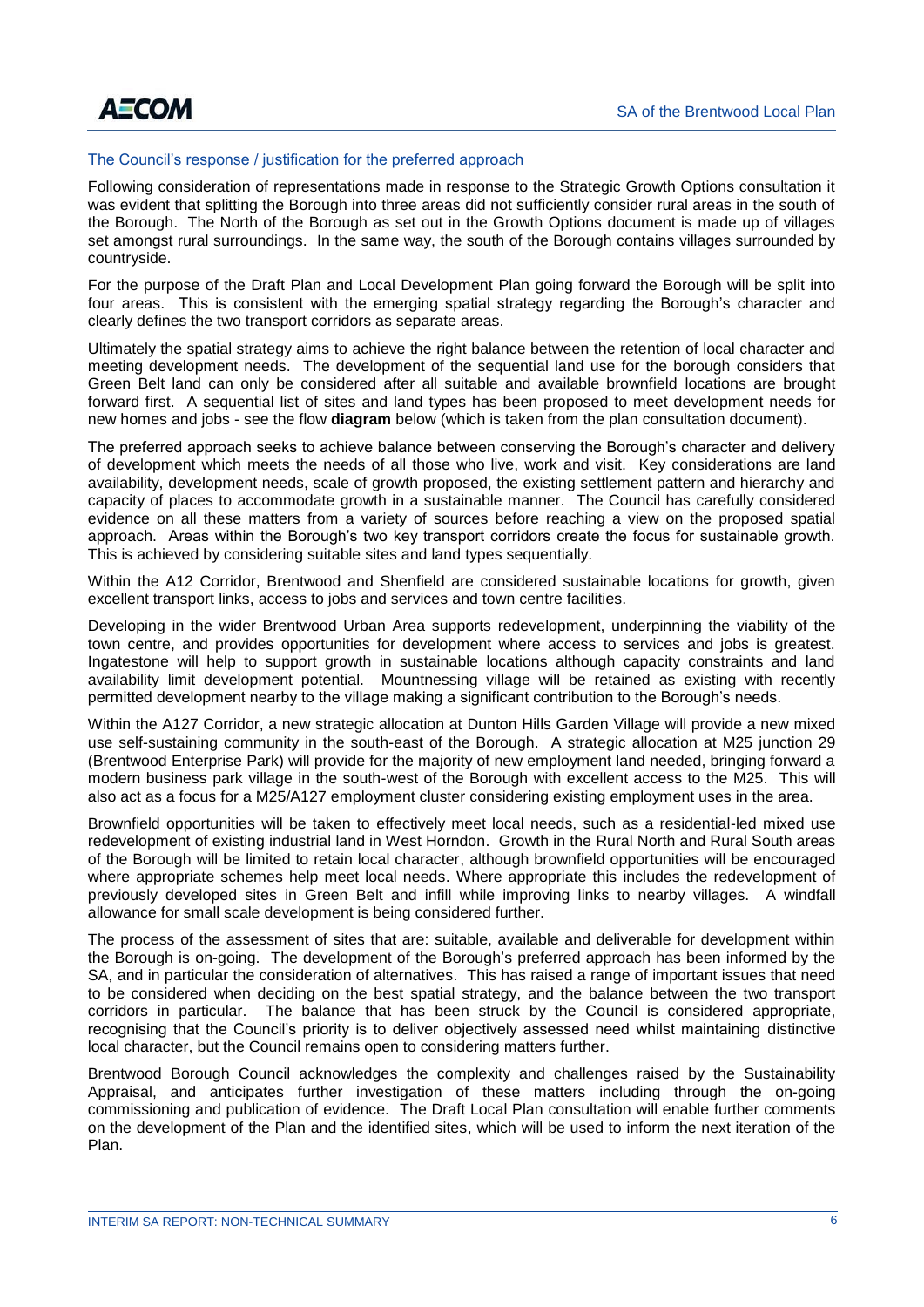### The Council's response / justification for the preferred approach

Following consideration of representations made in response to the Strategic Growth Options consultation it was evident that splitting the Borough into three areas did not sufficiently consider rural areas in the south of the Borough. The North of the Borough as set out in the Growth Options document is made up of villages set amongst rural surroundings. In the same way, the south of the Borough contains villages surrounded by countryside.

For the purpose of the Draft Plan and Local Development Plan going forward the Borough will be split into four areas. This is consistent with the emerging spatial strategy regarding the Borough's character and clearly defines the two transport corridors as separate areas.

Ultimately the spatial strategy aims to achieve the right balance between the retention of local character and meeting development needs. The development of the sequential land use for the borough considers that Green Belt land can only be considered after all suitable and available brownfield locations are brought forward first. A sequential list of sites and land types has been proposed to meet development needs for new homes and jobs - see the flow **diagram** below (which is taken from the plan consultation document).

The preferred approach seeks to achieve balance between conserving the Borough's character and delivery of development which meets the needs of all those who live, work and visit. Key considerations are land availability, development needs, scale of growth proposed, the existing settlement pattern and hierarchy and capacity of places to accommodate growth in a sustainable manner. The Council has carefully considered evidence on all these matters from a variety of sources before reaching a view on the proposed spatial approach. Areas within the Borough's two key transport corridors create the focus for sustainable growth. This is achieved by considering suitable sites and land types sequentially.

Within the A12 Corridor, Brentwood and Shenfield are considered sustainable locations for growth, given excellent transport links, access to jobs and services and town centre facilities.

Developing in the wider Brentwood Urban Area supports redevelopment, underpinning the viability of the town centre, and provides opportunities for development where access to services and jobs is greatest. Ingatestone will help to support growth in sustainable locations although capacity constraints and land availability limit development potential. Mountnessing village will be retained as existing with recently permitted development nearby to the village making a significant contribution to the Borough's needs.

Within the A127 Corridor, a new strategic allocation at Dunton Hills Garden Village will provide a new mixed use self-sustaining community in the south-east of the Borough. A strategic allocation at M25 junction 29 (Brentwood Enterprise Park) will provide for the majority of new employment land needed, bringing forward a modern business park village in the south-west of the Borough with excellent access to the M25. This will also act as a focus for a M25/A127 employment cluster considering existing employment uses in the area.

Brownfield opportunities will be taken to effectively meet local needs, such as a residential-led mixed use redevelopment of existing industrial land in West Horndon. Growth in the Rural North and Rural South areas of the Borough will be limited to retain local character, although brownfield opportunities will be encouraged where appropriate schemes help meet local needs. Where appropriate this includes the redevelopment of previously developed sites in Green Belt and infill while improving links to nearby villages. A windfall allowance for small scale development is being considered further.

The process of the assessment of sites that are: suitable, available and deliverable for development within the Borough is on-going. The development of the Borough's preferred approach has been informed by the SA, and in particular the consideration of alternatives. This has raised a range of important issues that need to be considered when deciding on the best spatial strategy, and the balance between the two transport corridors in particular. The balance that has been struck by the Council is considered appropriate, recognising that the Council's priority is to deliver objectively assessed need whilst maintaining distinctive local character, but the Council remains open to considering matters further.

Brentwood Borough Council acknowledges the complexity and challenges raised by the Sustainability Appraisal, and anticipates further investigation of these matters including through the on-going commissioning and publication of evidence. The Draft Local Plan consultation will enable further comments on the development of the Plan and the identified sites, which will be used to inform the next iteration of the Plan.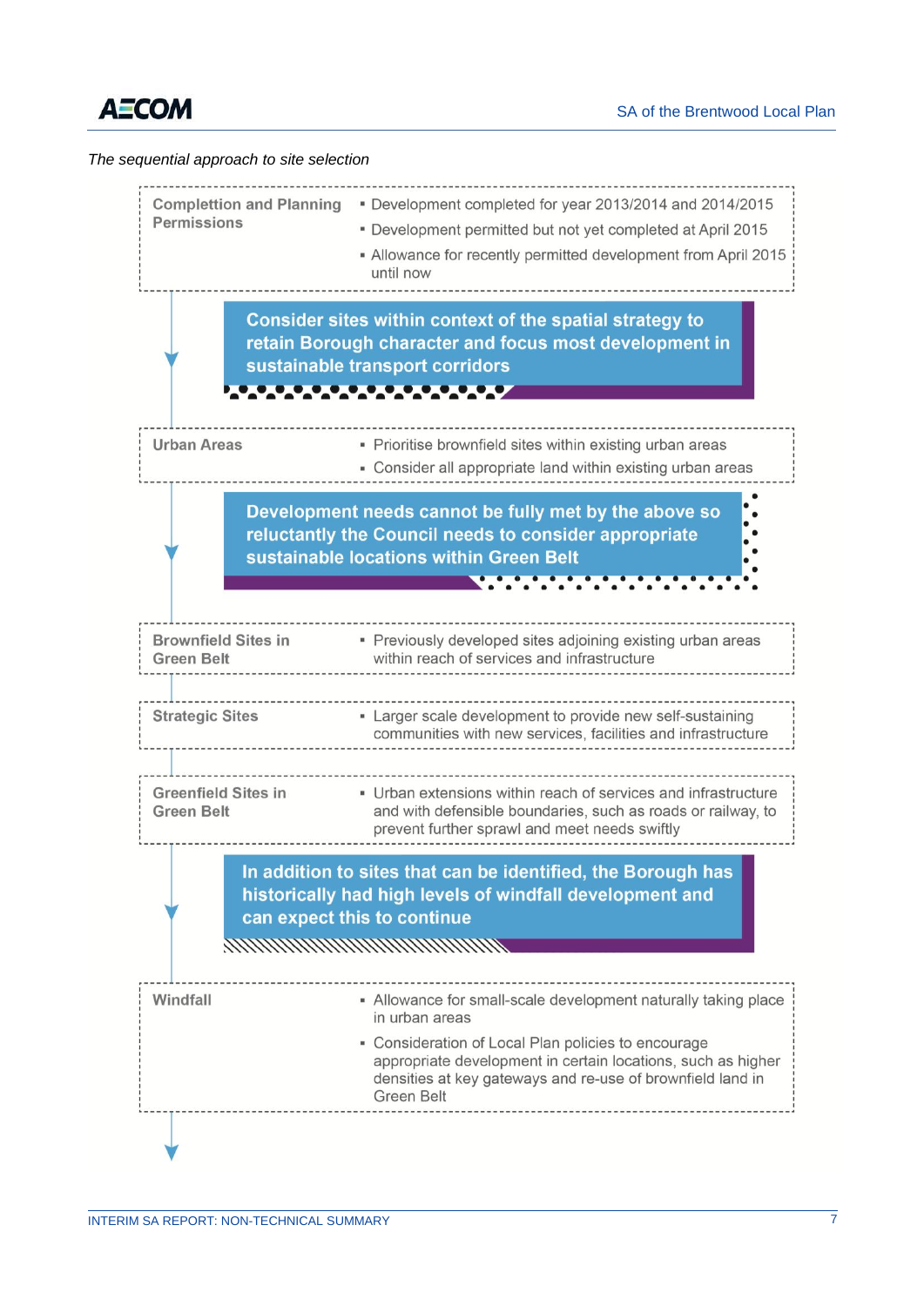*The sequential approach to site selection*

| Stage | Description |
| --- | --- |
| **Completion and Planning Permissions** | ▪ Development completed for year 2013/2014 and 2014/2015<br>▪ Development permitted but not yet completed at April 2015<br>▪ Allowance for recently permitted development from April 2015 until now |

**Consider sites within context of the spatial strategy to retain Borough character and focus most development in sustainable transport corridors**

| Stage | Description |
| --- | --- |
| **Urban Areas** | ▪ Prioritise brownfield sites within existing urban areas<br>▪ Consider all appropriate land within existing urban areas |

**Development needs cannot be fully met by the above so reluctantly the Council needs to consider appropriate sustainable locations within Green Belt**

| Stage | Description |
| --- | --- |
| **Brownfield Sites in Green Belt** | ▪ Previously developed sites adjoining existing urban areas within reach of services and infrastructure |
| **Strategic Sites** | ▪ Larger scale development to provide new self-sustaining communities with new services, facilities and infrastructure |
| **Greenfield Sites in Green Belt** | ▪ Urban extensions within reach of services and infrastructure and with defensible boundaries, such as roads or railway, to prevent further sprawl and meet needs swiftly |

**In addition to sites that can be identified, the Borough has historically had high levels of windfall development and can expect this to continue**

| Stage | Description |
| --- | --- |
| **Windfall** | ▪ Allowance for small-scale development naturally taking place in urban areas<br>▪ Consideration of Local Plan policies to encourage appropriate development in certain locations, such as higher densities at key gateways and re-use of brownfield land in Green Belt |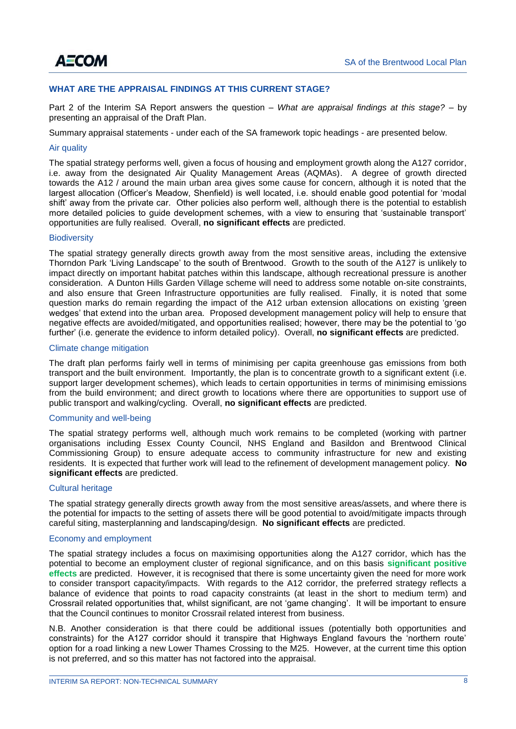## WHAT ARE THE APPRAISAL FINDINGS AT THIS CURRENT STAGE?

Part 2 of the Interim SA Report answers the question – *What are appraisal findings at this stage?* – by presenting an appraisal of the Draft Plan.

Summary appraisal statements - under each of the SA framework topic headings - are presented below.

### Air quality

The spatial strategy performs well, given a focus of housing and employment growth along the A127 corridor, i.e. away from the designated Air Quality Management Areas (AQMAs). A degree of growth directed towards the A12 / around the main urban area gives some cause for concern, although it is noted that the largest allocation (Officer's Meadow, Shenfield) is well located, i.e. should enable good potential for 'modal shift' away from the private car. Other policies also perform well, although there is the potential to establish more detailed policies to guide development schemes, with a view to ensuring that 'sustainable transport' opportunities are fully realised. Overall, **no significant effects** are predicted.

### Biodiversity

The spatial strategy generally directs growth away from the most sensitive areas, including the extensive Thorndon Park 'Living Landscape' to the south of Brentwood. Growth to the south of the A127 is unlikely to impact directly on important habitat patches within this landscape, although recreational pressure is another consideration. A Dunton Hills Garden Village scheme will need to address some notable on-site constraints, and also ensure that Green Infrastructure opportunities are fully realised. Finally, it is noted that some question marks do remain regarding the impact of the A12 urban extension allocations on existing 'green wedges' that extend into the urban area. Proposed development management policy will help to ensure that negative effects are avoided/mitigated, and opportunities realised; however, there may be the potential to 'go further' (i.e. generate the evidence to inform detailed policy). Overall, **no significant effects** are predicted.

### Climate change mitigation

The draft plan performs fairly well in terms of minimising per capita greenhouse gas emissions from both transport and the built environment. Importantly, the plan is to concentrate growth to a significant extent (i.e. support larger development schemes), which leads to certain opportunities in terms of minimising emissions from the build environment; and direct growth to locations where there are opportunities to support use of public transport and walking/cycling. Overall, **no significant effects** are predicted.

### Community and well-being

The spatial strategy performs well, although much work remains to be completed (working with partner organisations including Essex County Council, NHS England and Basildon and Brentwood Clinical Commissioning Group) to ensure adequate access to community infrastructure for new and existing residents. It is expected that further work will lead to the refinement of development management policy. **No significant effects** are predicted.

### Cultural heritage

The spatial strategy generally directs growth away from the most sensitive areas/assets, and where there is the potential for impacts to the setting of assets there will be good potential to avoid/mitigate impacts through careful siting, masterplanning and landscaping/design. **No significant effects** are predicted.

### Economy and employment

The spatial strategy includes a focus on maximising opportunities along the A127 corridor, which has the potential to become an employment cluster of regional significance, and on this basis **significant positive effects** are predicted. However, it is recognised that there is some uncertainty given the need for more work to consider transport capacity/impacts. With regards to the A12 corridor, the preferred strategy reflects a balance of evidence that points to road capacity constraints (at least in the short to medium term) and Crossrail related opportunities that, whilst significant, are not 'game changing'. It will be important to ensure that the Council continues to monitor Crossrail related interest from business.

N.B. Another consideration is that there could be additional issues (potentially both opportunities and constraints) for the A127 corridor should it transpire that Highways England favours the 'northern route' option for a road linking a new Lower Thames Crossing to the M25. However, at the current time this option is not preferred, and so this matter has not factored into the appraisal.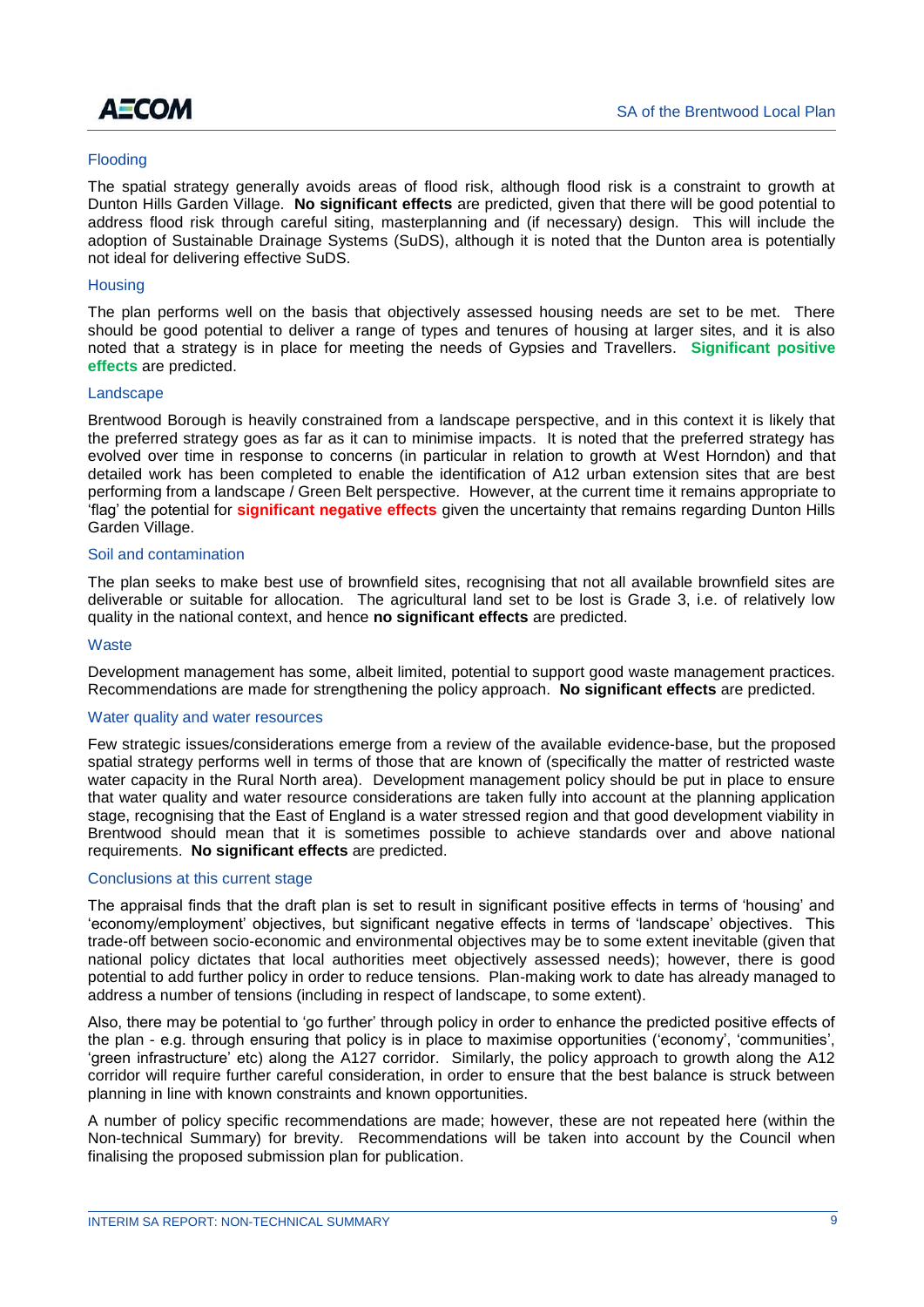### Flooding

The spatial strategy generally avoids areas of flood risk, although flood risk is a constraint to growth at Dunton Hills Garden Village. **No significant effects** are predicted, given that there will be good potential to address flood risk through careful siting, masterplanning and (if necessary) design. This will include the adoption of Sustainable Drainage Systems (SuDS), although it is noted that the Dunton area is potentially not ideal for delivering effective SuDS.

### Housing

The plan performs well on the basis that objectively assessed housing needs are set to be met. There should be good potential to deliver a range of types and tenures of housing at larger sites, and it is also noted that a strategy is in place for meeting the needs of Gypsies and Travellers. **Significant positive effects** are predicted.

### Landscape

Brentwood Borough is heavily constrained from a landscape perspective, and in this context it is likely that the preferred strategy goes as far as it can to minimise impacts. It is noted that the preferred strategy has evolved over time in response to concerns (in particular in relation to growth at West Horndon) and that detailed work has been completed to enable the identification of A12 urban extension sites that are best performing from a landscape / Green Belt perspective. However, at the current time it remains appropriate to 'flag' the potential for **significant negative effects** given the uncertainty that remains regarding Dunton Hills Garden Village.

### Soil and contamination

The plan seeks to make best use of brownfield sites, recognising that not all available brownfield sites are deliverable or suitable for allocation. The agricultural land set to be lost is Grade 3, i.e. of relatively low quality in the national context, and hence **no significant effects** are predicted.

### Waste

Development management has some, albeit limited, potential to support good waste management practices. Recommendations are made for strengthening the policy approach. **No significant effects** are predicted.

### Water quality and water resources

Few strategic issues/considerations emerge from a review of the available evidence-base, but the proposed spatial strategy performs well in terms of those that are known of (specifically the matter of restricted waste water capacity in the Rural North area). Development management policy should be put in place to ensure that water quality and water resource considerations are taken fully into account at the planning application stage, recognising that the East of England is a water stressed region and that good development viability in Brentwood should mean that it is sometimes possible to achieve standards over and above national requirements. **No significant effects** are predicted.

### Conclusions at this current stage

The appraisal finds that the draft plan is set to result in significant positive effects in terms of 'housing' and 'economy/employment' objectives, but significant negative effects in terms of 'landscape' objectives. This trade-off between socio-economic and environmental objectives may be to some extent inevitable (given that national policy dictates that local authorities meet objectively assessed needs); however, there is good potential to add further policy in order to reduce tensions. Plan-making work to date has already managed to address a number of tensions (including in respect of landscape, to some extent).

Also, there may be potential to 'go further' through policy in order to enhance the predicted positive effects of the plan - e.g. through ensuring that policy is in place to maximise opportunities ('economy', 'communities', 'green infrastructure' etc) along the A127 corridor. Similarly, the policy approach to growth along the A12 corridor will require further careful consideration, in order to ensure that the best balance is struck between planning in line with known constraints and known opportunities.

A number of policy specific recommendations are made; however, these are not repeated here (within the Non-technical Summary) for brevity. Recommendations will be taken into account by the Council when finalising the proposed submission plan for publication.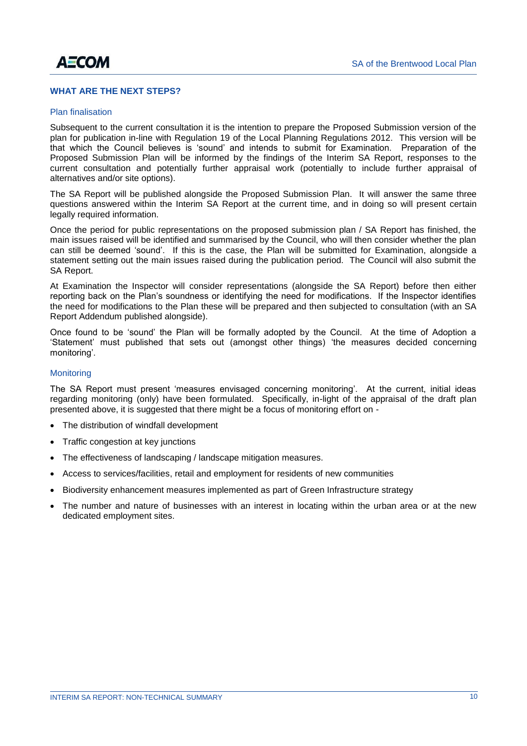## WHAT ARE THE NEXT STEPS?

### Plan finalisation

Subsequent to the current consultation it is the intention to prepare the Proposed Submission version of the plan for publication in-line with Regulation 19 of the Local Planning Regulations 2012. This version will be that which the Council believes is 'sound' and intends to submit for Examination. Preparation of the Proposed Submission Plan will be informed by the findings of the Interim SA Report, responses to the current consultation and potentially further appraisal work (potentially to include further appraisal of alternatives and/or site options).

The SA Report will be published alongside the Proposed Submission Plan. It will answer the same three questions answered within the Interim SA Report at the current time, and in doing so will present certain legally required information.

Once the period for public representations on the proposed submission plan / SA Report has finished, the main issues raised will be identified and summarised by the Council, who will then consider whether the plan can still be deemed 'sound'. If this is the case, the Plan will be submitted for Examination, alongside a statement setting out the main issues raised during the publication period. The Council will also submit the SA Report.

At Examination the Inspector will consider representations (alongside the SA Report) before then either reporting back on the Plan's soundness or identifying the need for modifications. If the Inspector identifies the need for modifications to the Plan these will be prepared and then subjected to consultation (with an SA Report Addendum published alongside).

Once found to be 'sound' the Plan will be formally adopted by the Council. At the time of Adoption a 'Statement' must published that sets out (amongst other things) 'the measures decided concerning monitoring'.

### Monitoring

The SA Report must present 'measures envisaged concerning monitoring'. At the current, initial ideas regarding monitoring (only) have been formulated. Specifically, in-light of the appraisal of the draft plan presented above, it is suggested that there might be a focus of monitoring effort on -

- The distribution of windfall development
- Traffic congestion at key junctions
- The effectiveness of landscaping / landscape mitigation measures.
- Access to services/facilities, retail and employment for residents of new communities
- Biodiversity enhancement measures implemented as part of Green Infrastructure strategy
- The number and nature of businesses with an interest in locating within the urban area or at the new dedicated employment sites.